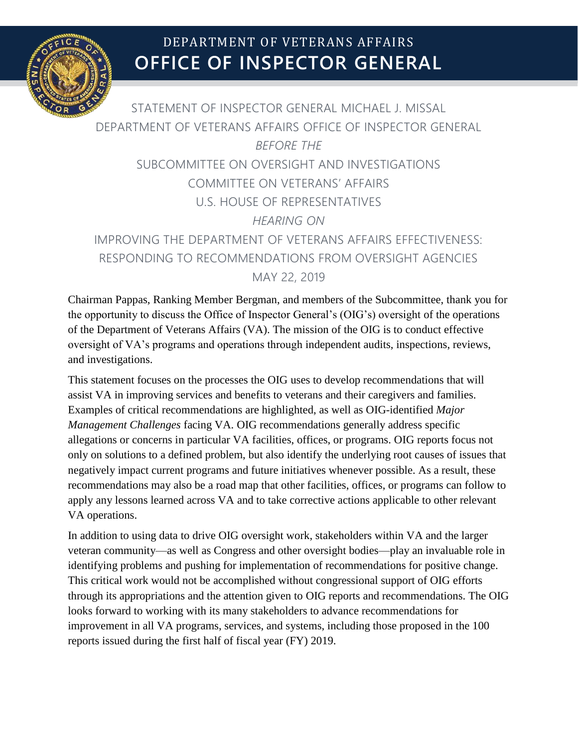# DEPARTMENT OF VETERANS AFFAIRS
# OFFICE OF INSPECTOR GENERAL

STATEMENT OF INSPECTOR GENERAL MICHAEL J. MISSAL
DEPARTMENT OF VETERANS AFFAIRS OFFICE OF INSPECTOR GENERAL

*BEFORE THE*

SUBCOMMITTEE ON OVERSIGHT AND INVESTIGATIONS
COMMITTEE ON VETERANS' AFFAIRS
U.S. HOUSE OF REPRESENTATIVES

*HEARING ON*

IMPROVING THE DEPARTMENT OF VETERANS AFFAIRS EFFECTIVENESS: RESPONDING TO RECOMMENDATIONS FROM OVERSIGHT AGENCIES

MAY 22, 2019

Chairman Pappas, Ranking Member Bergman, and members of the Subcommittee, thank you for the opportunity to discuss the Office of Inspector General's (OIG's) oversight of the operations of the Department of Veterans Affairs (VA). The mission of the OIG is to conduct effective oversight of VA's programs and operations through independent audits, inspections, reviews, and investigations.

This statement focuses on the processes the OIG uses to develop recommendations that will assist VA in improving services and benefits to veterans and their caregivers and families. Examples of critical recommendations are highlighted, as well as OIG-identified *Major Management Challenges* facing VA. OIG recommendations generally address specific allegations or concerns in particular VA facilities, offices, or programs. OIG reports focus not only on solutions to a defined problem, but also identify the underlying root causes of issues that negatively impact current programs and future initiatives whenever possible. As a result, these recommendations may also be a road map that other facilities, offices, or programs can follow to apply any lessons learned across VA and to take corrective actions applicable to other relevant VA operations.

In addition to using data to drive OIG oversight work, stakeholders within VA and the larger veteran community—as well as Congress and other oversight bodies—play an invaluable role in identifying problems and pushing for implementation of recommendations for positive change. This critical work would not be accomplished without congressional support of OIG efforts through its appropriations and the attention given to OIG reports and recommendations. The OIG looks forward to working with its many stakeholders to advance recommendations for improvement in all VA programs, services, and systems, including those proposed in the 100 reports issued during the first half of fiscal year (FY) 2019.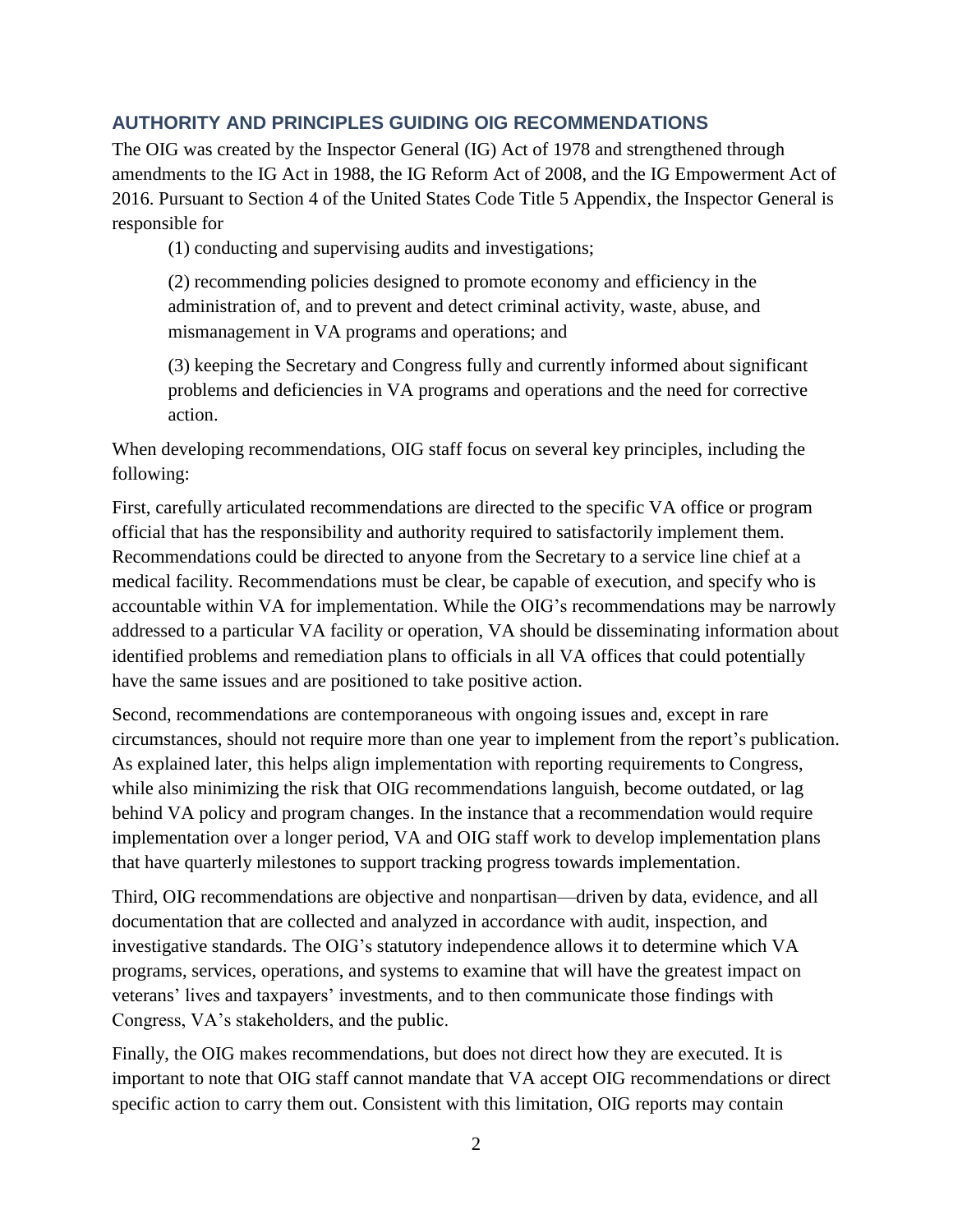## AUTHORITY AND PRINCIPLES GUIDING OIG RECOMMENDATIONS

The OIG was created by the Inspector General (IG) Act of 1978 and strengthened through amendments to the IG Act in 1988, the IG Reform Act of 2008, and the IG Empowerment Act of 2016. Pursuant to Section 4 of the United States Code Title 5 Appendix, the Inspector General is responsible for

(1) conducting and supervising audits and investigations;

(2) recommending policies designed to promote economy and efficiency in the administration of, and to prevent and detect criminal activity, waste, abuse, and mismanagement in VA programs and operations; and

(3) keeping the Secretary and Congress fully and currently informed about significant problems and deficiencies in VA programs and operations and the need for corrective action.

When developing recommendations, OIG staff focus on several key principles, including the following:

First, carefully articulated recommendations are directed to the specific VA office or program official that has the responsibility and authority required to satisfactorily implement them. Recommendations could be directed to anyone from the Secretary to a service line chief at a medical facility. Recommendations must be clear, be capable of execution, and specify who is accountable within VA for implementation. While the OIG's recommendations may be narrowly addressed to a particular VA facility or operation, VA should be disseminating information about identified problems and remediation plans to officials in all VA offices that could potentially have the same issues and are positioned to take positive action.

Second, recommendations are contemporaneous with ongoing issues and, except in rare circumstances, should not require more than one year to implement from the report's publication. As explained later, this helps align implementation with reporting requirements to Congress, while also minimizing the risk that OIG recommendations languish, become outdated, or lag behind VA policy and program changes. In the instance that a recommendation would require implementation over a longer period, VA and OIG staff work to develop implementation plans that have quarterly milestones to support tracking progress towards implementation.

Third, OIG recommendations are objective and nonpartisan—driven by data, evidence, and all documentation that are collected and analyzed in accordance with audit, inspection, and investigative standards. The OIG's statutory independence allows it to determine which VA programs, services, operations, and systems to examine that will have the greatest impact on veterans' lives and taxpayers' investments, and to then communicate those findings with Congress, VA's stakeholders, and the public.

Finally, the OIG makes recommendations, but does not direct how they are executed. It is important to note that OIG staff cannot mandate that VA accept OIG recommendations or direct specific action to carry them out. Consistent with this limitation, OIG reports may contain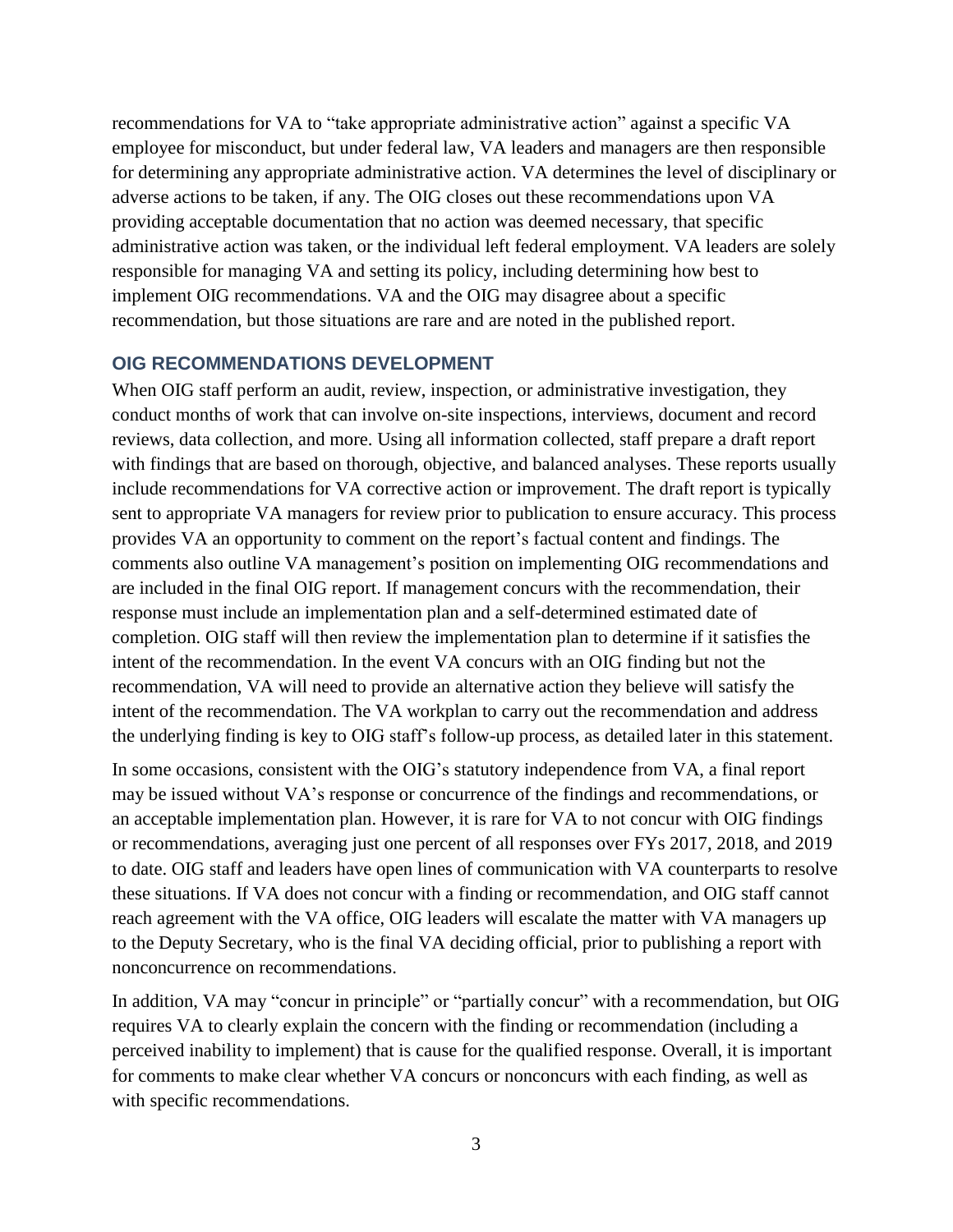recommendations for VA to "take appropriate administrative action" against a specific VA employee for misconduct, but under federal law, VA leaders and managers are then responsible for determining any appropriate administrative action. VA determines the level of disciplinary or adverse actions to be taken, if any. The OIG closes out these recommendations upon VA providing acceptable documentation that no action was deemed necessary, that specific administrative action was taken, or the individual left federal employment. VA leaders are solely responsible for managing VA and setting its policy, including determining how best to implement OIG recommendations. VA and the OIG may disagree about a specific recommendation, but those situations are rare and are noted in the published report.

## OIG RECOMMENDATIONS DEVELOPMENT

When OIG staff perform an audit, review, inspection, or administrative investigation, they conduct months of work that can involve on-site inspections, interviews, document and record reviews, data collection, and more. Using all information collected, staff prepare a draft report with findings that are based on thorough, objective, and balanced analyses. These reports usually include recommendations for VA corrective action or improvement. The draft report is typically sent to appropriate VA managers for review prior to publication to ensure accuracy. This process provides VA an opportunity to comment on the report's factual content and findings. The comments also outline VA management's position on implementing OIG recommendations and are included in the final OIG report. If management concurs with the recommendation, their response must include an implementation plan and a self-determined estimated date of completion. OIG staff will then review the implementation plan to determine if it satisfies the intent of the recommendation. In the event VA concurs with an OIG finding but not the recommendation, VA will need to provide an alternative action they believe will satisfy the intent of the recommendation. The VA workplan to carry out the recommendation and address the underlying finding is key to OIG staff's follow-up process, as detailed later in this statement.

In some occasions, consistent with the OIG's statutory independence from VA, a final report may be issued without VA's response or concurrence of the findings and recommendations, or an acceptable implementation plan. However, it is rare for VA to not concur with OIG findings or recommendations, averaging just one percent of all responses over FYs 2017, 2018, and 2019 to date. OIG staff and leaders have open lines of communication with VA counterparts to resolve these situations. If VA does not concur with a finding or recommendation, and OIG staff cannot reach agreement with the VA office, OIG leaders will escalate the matter with VA managers up to the Deputy Secretary, who is the final VA deciding official, prior to publishing a report with nonconcurrence on recommendations.

In addition, VA may "concur in principle" or "partially concur" with a recommendation, but OIG requires VA to clearly explain the concern with the finding or recommendation (including a perceived inability to implement) that is cause for the qualified response. Overall, it is important for comments to make clear whether VA concurs or nonconcurs with each finding, as well as with specific recommendations.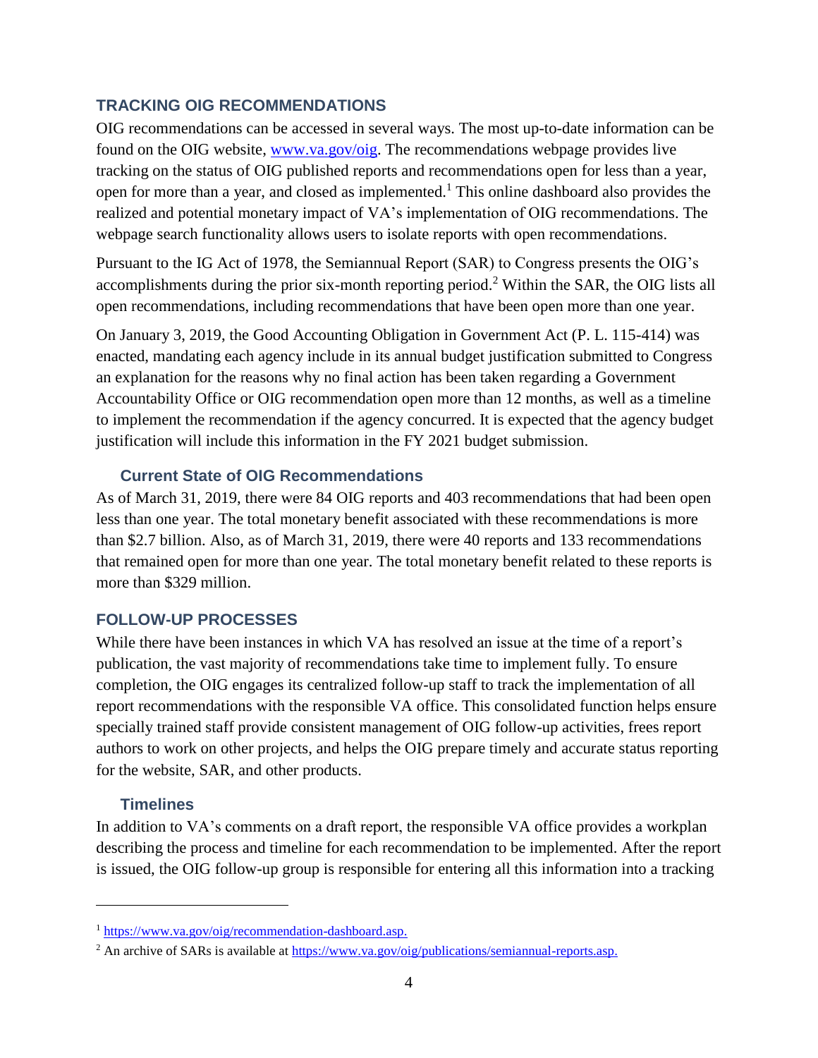## TRACKING OIG RECOMMENDATIONS

OIG recommendations can be accessed in several ways. The most up-to-date information can be found on the OIG website, www.va.gov/oig. The recommendations webpage provides live tracking on the status of OIG published reports and recommendations open for less than a year, open for more than a year, and closed as implemented.[1] This online dashboard also provides the realized and potential monetary impact of VA's implementation of OIG recommendations. The webpage search functionality allows users to isolate reports with open recommendations.

Pursuant to the IG Act of 1978, the Semiannual Report (SAR) to Congress presents the OIG's accomplishments during the prior six-month reporting period.[2] Within the SAR, the OIG lists all open recommendations, including recommendations that have been open more than one year.

On January 3, 2019, the Good Accounting Obligation in Government Act (P. L. 115-414) was enacted, mandating each agency include in its annual budget justification submitted to Congress an explanation for the reasons why no final action has been taken regarding a Government Accountability Office or OIG recommendation open more than 12 months, as well as a timeline to implement the recommendation if the agency concurred. It is expected that the agency budget justification will include this information in the FY 2021 budget submission.

### Current State of OIG Recommendations

As of March 31, 2019, there were 84 OIG reports and 403 recommendations that had been open less than one year. The total monetary benefit associated with these recommendations is more than $2.7 billion. Also, as of March 31, 2019, there were 40 reports and 133 recommendations that remained open for more than one year. The total monetary benefit related to these reports is more than $329 million.

## FOLLOW-UP PROCESSES

While there have been instances in which VA has resolved an issue at the time of a report's publication, the vast majority of recommendations take time to implement fully. To ensure completion, the OIG engages its centralized follow-up staff to track the implementation of all report recommendations with the responsible VA office. This consolidated function helps ensure specially trained staff provide consistent management of OIG follow-up activities, frees report authors to work on other projects, and helps the OIG prepare timely and accurate status reporting for the website, SAR, and other products.

### Timelines

In addition to VA's comments on a draft report, the responsible VA office provides a workplan describing the process and timeline for each recommendation to be implemented. After the report is issued, the OIG follow-up group is responsible for entering all this information into a tracking

---

[1] https://www.va.gov/oig/recommendation-dashboard.asp.

[2] An archive of SARs is available at https://www.va.gov/oig/publications/semiannual-reports.asp.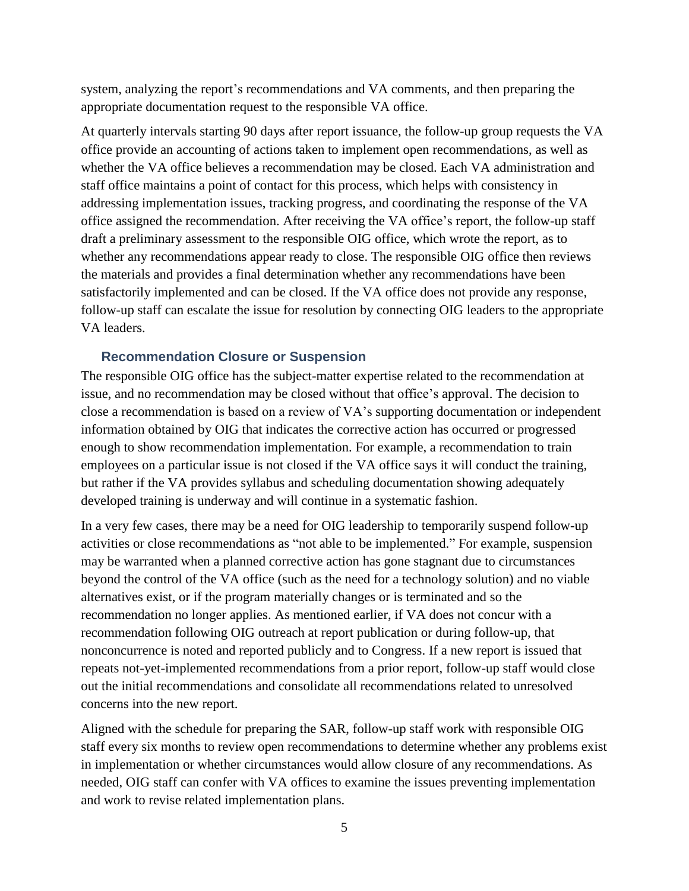system, analyzing the report's recommendations and VA comments, and then preparing the appropriate documentation request to the responsible VA office.

At quarterly intervals starting 90 days after report issuance, the follow-up group requests the VA office provide an accounting of actions taken to implement open recommendations, as well as whether the VA office believes a recommendation may be closed. Each VA administration and staff office maintains a point of contact for this process, which helps with consistency in addressing implementation issues, tracking progress, and coordinating the response of the VA office assigned the recommendation. After receiving the VA office's report, the follow-up staff draft a preliminary assessment to the responsible OIG office, which wrote the report, as to whether any recommendations appear ready to close. The responsible OIG office then reviews the materials and provides a final determination whether any recommendations have been satisfactorily implemented and can be closed. If the VA office does not provide any response, follow-up staff can escalate the issue for resolution by connecting OIG leaders to the appropriate VA leaders.

### Recommendation Closure or Suspension

The responsible OIG office has the subject-matter expertise related to the recommendation at issue, and no recommendation may be closed without that office's approval. The decision to close a recommendation is based on a review of VA's supporting documentation or independent information obtained by OIG that indicates the corrective action has occurred or progressed enough to show recommendation implementation. For example, a recommendation to train employees on a particular issue is not closed if the VA office says it will conduct the training, but rather if the VA provides syllabus and scheduling documentation showing adequately developed training is underway and will continue in a systematic fashion.

In a very few cases, there may be a need for OIG leadership to temporarily suspend follow-up activities or close recommendations as "not able to be implemented." For example, suspension may be warranted when a planned corrective action has gone stagnant due to circumstances beyond the control of the VA office (such as the need for a technology solution) and no viable alternatives exist, or if the program materially changes or is terminated and so the recommendation no longer applies. As mentioned earlier, if VA does not concur with a recommendation following OIG outreach at report publication or during follow-up, that nonconcurrence is noted and reported publicly and to Congress. If a new report is issued that repeats not-yet-implemented recommendations from a prior report, follow-up staff would close out the initial recommendations and consolidate all recommendations related to unresolved concerns into the new report.

Aligned with the schedule for preparing the SAR, follow-up staff work with responsible OIG staff every six months to review open recommendations to determine whether any problems exist in implementation or whether circumstances would allow closure of any recommendations. As needed, OIG staff can confer with VA offices to examine the issues preventing implementation and work to revise related implementation plans.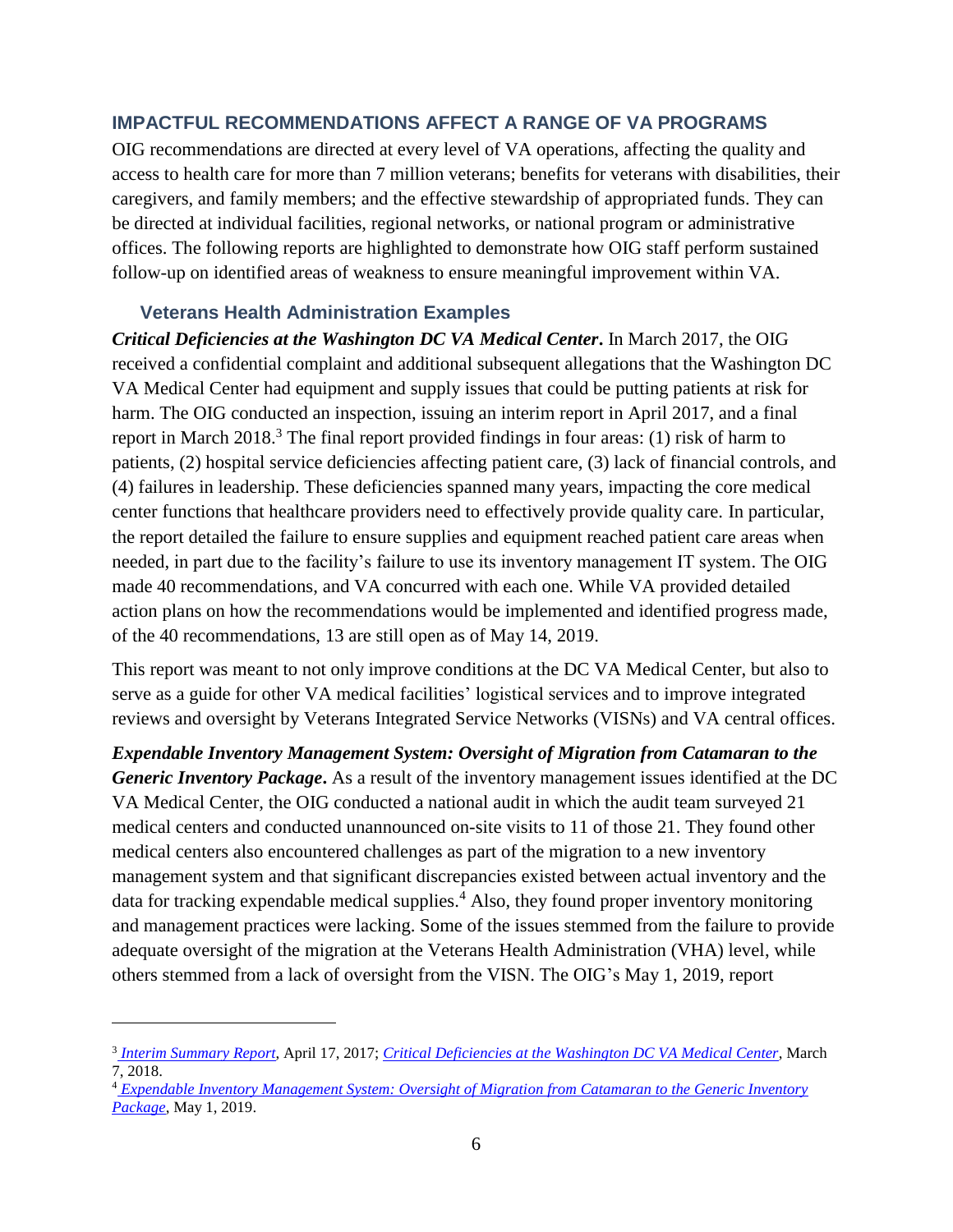## IMPACTFUL RECOMMENDATIONS AFFECT A RANGE OF VA PROGRAMS

OIG recommendations are directed at every level of VA operations, affecting the quality and access to health care for more than 7 million veterans; benefits for veterans with disabilities, their caregivers, and family members; and the effective stewardship of appropriated funds. They can be directed at individual facilities, regional networks, or national program or administrative offices. The following reports are highlighted to demonstrate how OIG staff perform sustained follow-up on identified areas of weakness to ensure meaningful improvement within VA.

### Veterans Health Administration Examples

***Critical Deficiencies at the Washington DC VA Medical Center***. In March 2017, the OIG received a confidential complaint and additional subsequent allegations that the Washington DC VA Medical Center had equipment and supply issues that could be putting patients at risk for harm. The OIG conducted an inspection, issuing an interim report in April 2017, and a final report in March 2018.[3] The final report provided findings in four areas: (1) risk of harm to patients, (2) hospital service deficiencies affecting patient care, (3) lack of financial controls, and (4) failures in leadership. These deficiencies spanned many years, impacting the core medical center functions that healthcare providers need to effectively provide quality care. In particular, the report detailed the failure to ensure supplies and equipment reached patient care areas when needed, in part due to the facility's failure to use its inventory management IT system. The OIG made 40 recommendations, and VA concurred with each one. While VA provided detailed action plans on how the recommendations would be implemented and identified progress made, of the 40 recommendations, 13 are still open as of May 14, 2019.

This report was meant to not only improve conditions at the DC VA Medical Center, but also to serve as a guide for other VA medical facilities' logistical services and to improve integrated reviews and oversight by Veterans Integrated Service Networks (VISNs) and VA central offices.

***Expendable Inventory Management System: Oversight of Migration from Catamaran to the Generic Inventory Package***. As a result of the inventory management issues identified at the DC VA Medical Center, the OIG conducted a national audit in which the audit team surveyed 21 medical centers and conducted unannounced on-site visits to 11 of those 21. They found other medical centers also encountered challenges as part of the migration to a new inventory management system and that significant discrepancies existed between actual inventory and the data for tracking expendable medical supplies.[4] Also, they found proper inventory monitoring and management practices were lacking. Some of the issues stemmed from the failure to provide adequate oversight of the migration at the Veterans Health Administration (VHA) level, while others stemmed from a lack of oversight from the VISN. The OIG's May 1, 2019, report

---

[3] *Interim Summary Report*, April 17, 2017; *Critical Deficiencies at the Washington DC VA Medical Center*, March 7, 2018.

[4] *Expendable Inventory Management System: Oversight of Migration from Catamaran to the Generic Inventory Package*, May 1, 2019.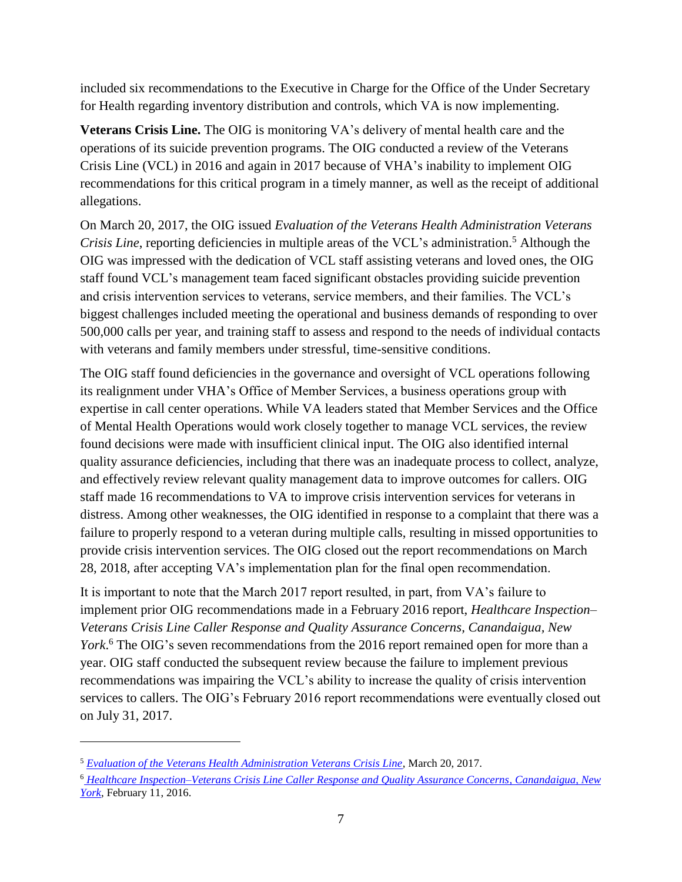included six recommendations to the Executive in Charge for the Office of the Under Secretary for Health regarding inventory distribution and controls, which VA is now implementing.

**Veterans Crisis Line.** The OIG is monitoring VA's delivery of mental health care and the operations of its suicide prevention programs. The OIG conducted a review of the Veterans Crisis Line (VCL) in 2016 and again in 2017 because of VHA's inability to implement OIG recommendations for this critical program in a timely manner, as well as the receipt of additional allegations.

On March 20, 2017, the OIG issued *Evaluation of the Veterans Health Administration Veterans Crisis Line*, reporting deficiencies in multiple areas of the VCL's administration.[5] Although the OIG was impressed with the dedication of VCL staff assisting veterans and loved ones, the OIG staff found VCL's management team faced significant obstacles providing suicide prevention and crisis intervention services to veterans, service members, and their families. The VCL's biggest challenges included meeting the operational and business demands of responding to over 500,000 calls per year, and training staff to assess and respond to the needs of individual contacts with veterans and family members under stressful, time-sensitive conditions.

The OIG staff found deficiencies in the governance and oversight of VCL operations following its realignment under VHA's Office of Member Services, a business operations group with expertise in call center operations. While VA leaders stated that Member Services and the Office of Mental Health Operations would work closely together to manage VCL services, the review found decisions were made with insufficient clinical input. The OIG also identified internal quality assurance deficiencies, including that there was an inadequate process to collect, analyze, and effectively review relevant quality management data to improve outcomes for callers. OIG staff made 16 recommendations to VA to improve crisis intervention services for veterans in distress. Among other weaknesses, the OIG identified in response to a complaint that there was a failure to properly respond to a veteran during multiple calls, resulting in missed opportunities to provide crisis intervention services. The OIG closed out the report recommendations on March 28, 2018, after accepting VA's implementation plan for the final open recommendation.

It is important to note that the March 2017 report resulted, in part, from VA's failure to implement prior OIG recommendations made in a February 2016 report, *Healthcare Inspection–Veterans Crisis Line Caller Response and Quality Assurance Concerns, Canandaigua, New York*.[6] The OIG's seven recommendations from the 2016 report remained open for more than a year. OIG staff conducted the subsequent review because the failure to implement previous recommendations was impairing the VCL's ability to increase the quality of crisis intervention services to callers. The OIG's February 2016 report recommendations were eventually closed out on July 31, 2017.

---

[5] *Evaluation of the Veterans Health Administration Veterans Crisis Line*, March 20, 2017.

[6] *Healthcare Inspection–Veterans Crisis Line Caller Response and Quality Assurance Concerns, Canandaigua, New York*, February 11, 2016.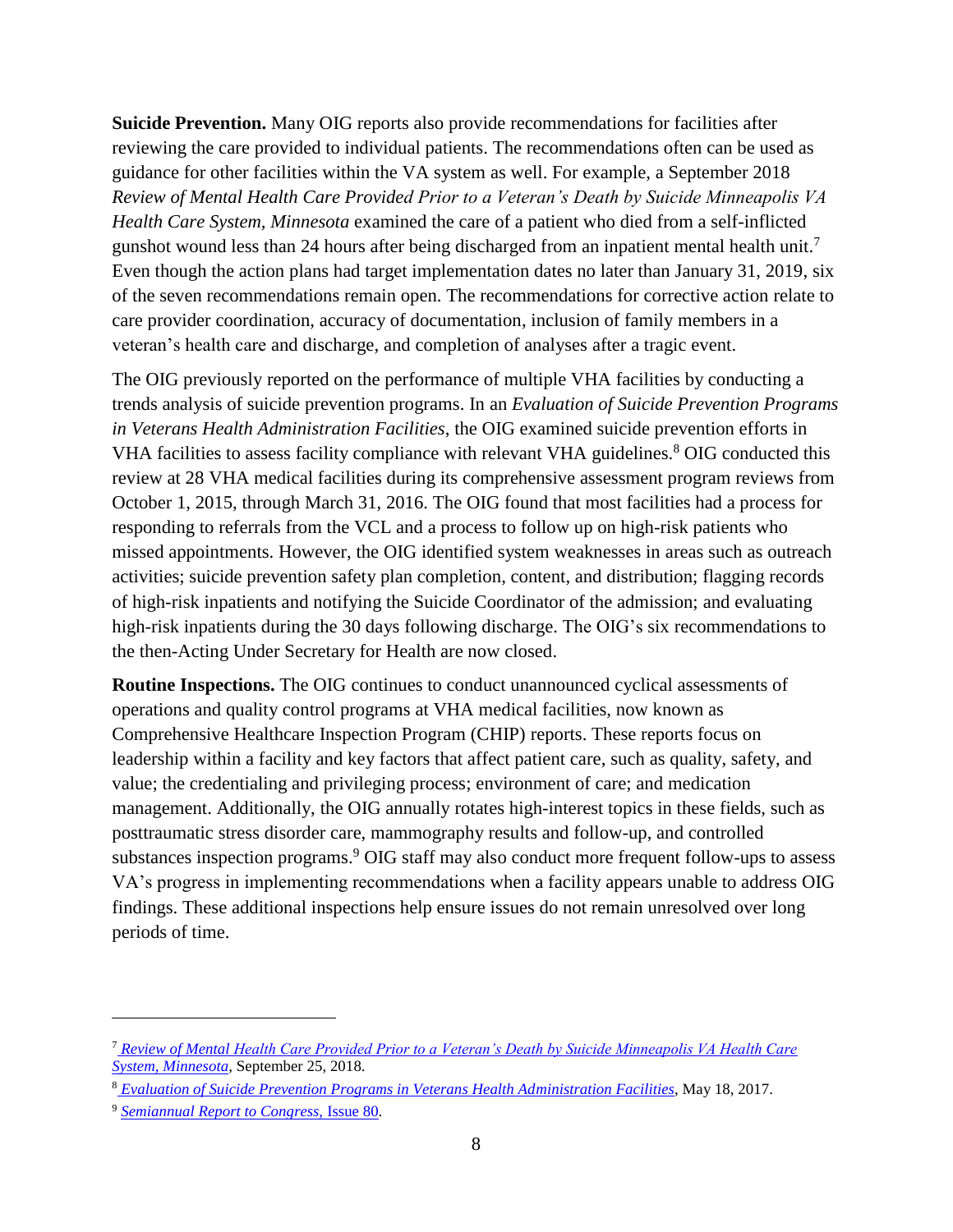**Suicide Prevention.** Many OIG reports also provide recommendations for facilities after reviewing the care provided to individual patients. The recommendations often can be used as guidance for other facilities within the VA system as well. For example, a September 2018 *Review of Mental Health Care Provided Prior to a Veteran's Death by Suicide Minneapolis VA Health Care System, Minnesota* examined the care of a patient who died from a self-inflicted gunshot wound less than 24 hours after being discharged from an inpatient mental health unit.[7] Even though the action plans had target implementation dates no later than January 31, 2019, six of the seven recommendations remain open. The recommendations for corrective action relate to care provider coordination, accuracy of documentation, inclusion of family members in a veteran's health care and discharge, and completion of analyses after a tragic event.

The OIG previously reported on the performance of multiple VHA facilities by conducting a trends analysis of suicide prevention programs. In an *Evaluation of Suicide Prevention Programs in Veterans Health Administration Facilities*, the OIG examined suicide prevention efforts in VHA facilities to assess facility compliance with relevant VHA guidelines.[8] OIG conducted this review at 28 VHA medical facilities during its comprehensive assessment program reviews from October 1, 2015, through March 31, 2016. The OIG found that most facilities had a process for responding to referrals from the VCL and a process to follow up on high-risk patients who missed appointments. However, the OIG identified system weaknesses in areas such as outreach activities; suicide prevention safety plan completion, content, and distribution; flagging records of high-risk inpatients and notifying the Suicide Coordinator of the admission; and evaluating high-risk inpatients during the 30 days following discharge. The OIG's six recommendations to the then-Acting Under Secretary for Health are now closed.

**Routine Inspections.** The OIG continues to conduct unannounced cyclical assessments of operations and quality control programs at VHA medical facilities, now known as Comprehensive Healthcare Inspection Program (CHIP) reports. These reports focus on leadership within a facility and key factors that affect patient care, such as quality, safety, and value; the credentialing and privileging process; environment of care; and medication management. Additionally, the OIG annually rotates high-interest topics in these fields, such as posttraumatic stress disorder care, mammography results and follow-up, and controlled substances inspection programs.[9] OIG staff may also conduct more frequent follow-ups to assess VA's progress in implementing recommendations when a facility appears unable to address OIG findings. These additional inspections help ensure issues do not remain unresolved over long periods of time.

---

[7] *Review of Mental Health Care Provided Prior to a Veteran's Death by Suicide Minneapolis VA Health Care System, Minnesota*, September 25, 2018.

[8] *Evaluation of Suicide Prevention Programs in Veterans Health Administration Facilities*, May 18, 2017.

[9] *Semiannual Report to Congress*, Issue 80.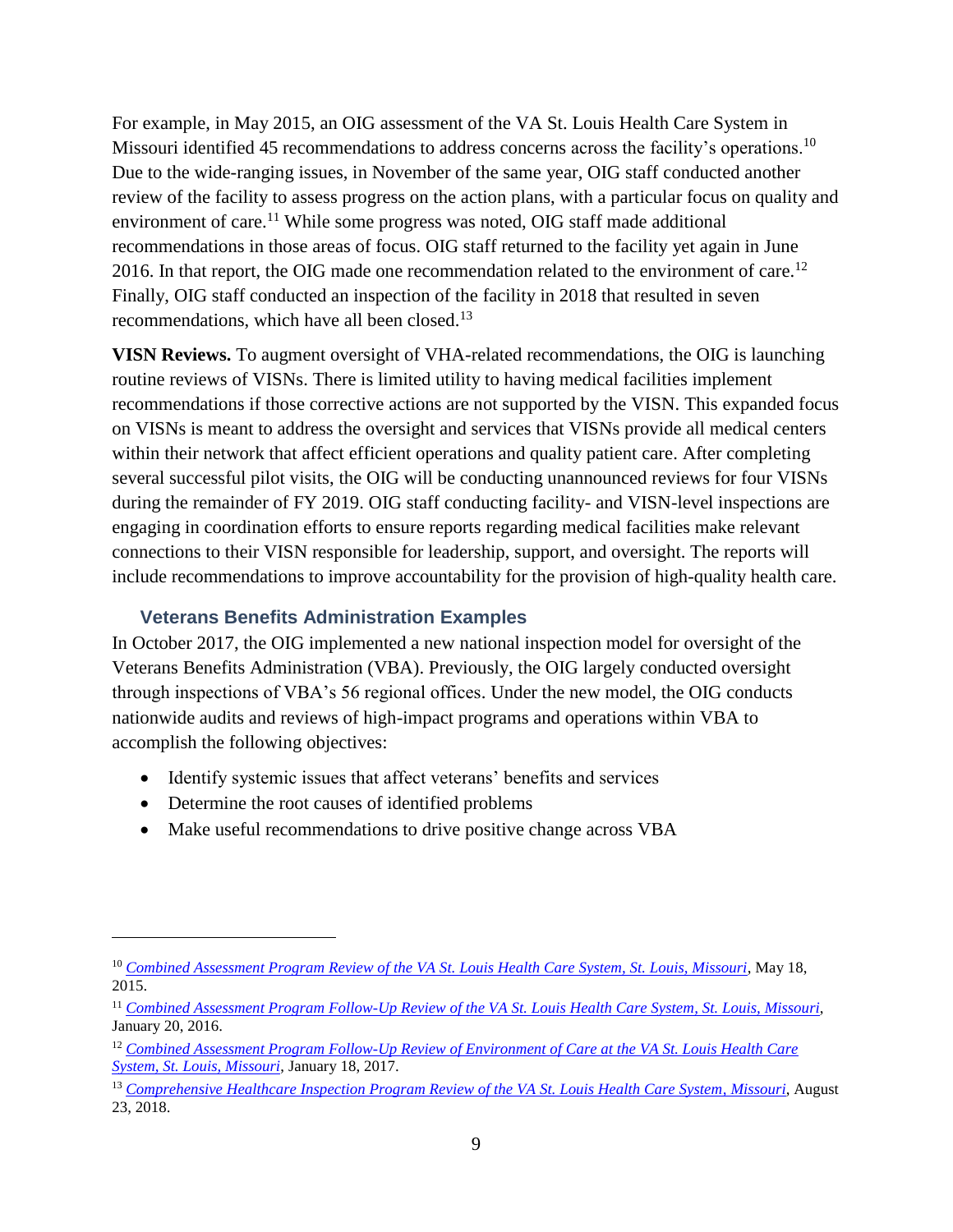For example, in May 2015, an OIG assessment of the VA St. Louis Health Care System in Missouri identified 45 recommendations to address concerns across the facility's operations.[10] Due to the wide-ranging issues, in November of the same year, OIG staff conducted another review of the facility to assess progress on the action plans, with a particular focus on quality and environment of care.[11] While some progress was noted, OIG staff made additional recommendations in those areas of focus. OIG staff returned to the facility yet again in June 2016. In that report, the OIG made one recommendation related to the environment of care.[12] Finally, OIG staff conducted an inspection of the facility in 2018 that resulted in seven recommendations, which have all been closed.[13]

**VISN Reviews.** To augment oversight of VHA-related recommendations, the OIG is launching routine reviews of VISNs. There is limited utility to having medical facilities implement recommendations if those corrective actions are not supported by the VISN. This expanded focus on VISNs is meant to address the oversight and services that VISNs provide all medical centers within their network that affect efficient operations and quality patient care. After completing several successful pilot visits, the OIG will be conducting unannounced reviews for four VISNs during the remainder of FY 2019. OIG staff conducting facility- and VISN-level inspections are engaging in coordination efforts to ensure reports regarding medical facilities make relevant connections to their VISN responsible for leadership, support, and oversight. The reports will include recommendations to improve accountability for the provision of high-quality health care.

### Veterans Benefits Administration Examples

In October 2017, the OIG implemented a new national inspection model for oversight of the Veterans Benefits Administration (VBA). Previously, the OIG largely conducted oversight through inspections of VBA's 56 regional offices. Under the new model, the OIG conducts nationwide audits and reviews of high-impact programs and operations within VBA to accomplish the following objectives:

- Identify systemic issues that affect veterans' benefits and services
- Determine the root causes of identified problems
- Make useful recommendations to drive positive change across VBA

---

[10] *Combined Assessment Program Review of the VA St. Louis Health Care System, St. Louis, Missouri*, May 18, 2015.

[11] *Combined Assessment Program Follow-Up Review of the VA St. Louis Health Care System, St. Louis, Missouri*, January 20, 2016.

[12] *Combined Assessment Program Follow-Up Review of Environment of Care at the VA St. Louis Health Care System, St. Louis, Missouri*, January 18, 2017.

[13] *Comprehensive Healthcare Inspection Program Review of the VA St. Louis Health Care System, Missouri*, August 23, 2018.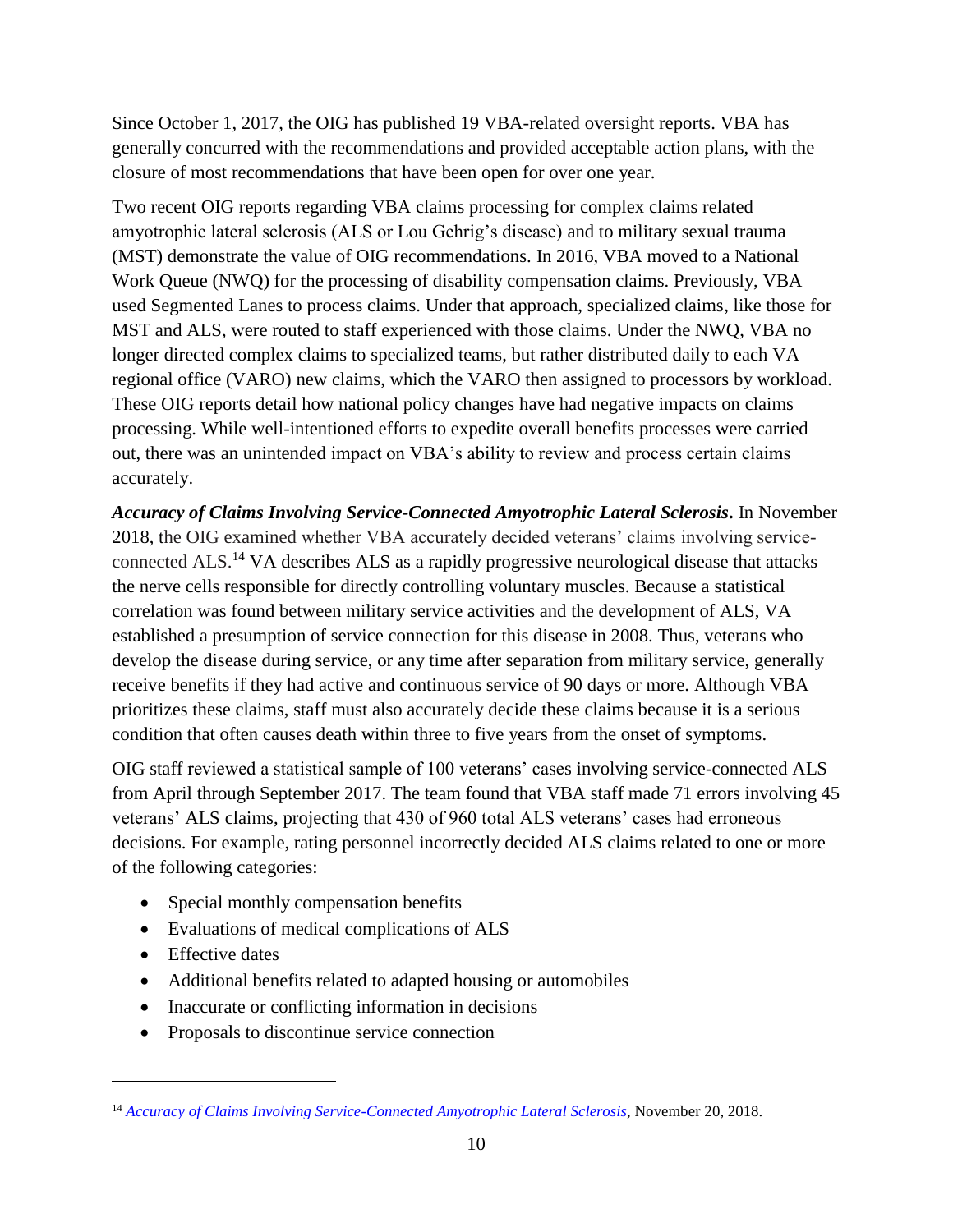Since October 1, 2017, the OIG has published 19 VBA-related oversight reports. VBA has generally concurred with the recommendations and provided acceptable action plans, with the closure of most recommendations that have been open for over one year.

Two recent OIG reports regarding VBA claims processing for complex claims related amyotrophic lateral sclerosis (ALS or Lou Gehrig's disease) and to military sexual trauma (MST) demonstrate the value of OIG recommendations. In 2016, VBA moved to a National Work Queue (NWQ) for the processing of disability compensation claims. Previously, VBA used Segmented Lanes to process claims. Under that approach, specialized claims, like those for MST and ALS, were routed to staff experienced with those claims. Under the NWQ, VBA no longer directed complex claims to specialized teams, but rather distributed daily to each VA regional office (VARO) new claims, which the VARO then assigned to processors by workload. These OIG reports detail how national policy changes have had negative impacts on claims processing. While well-intentioned efforts to expedite overall benefits processes were carried out, there was an unintended impact on VBA's ability to review and process certain claims accurately.

***Accuracy of Claims Involving Service-Connected Amyotrophic Lateral Sclerosis*.** In November 2018, the OIG examined whether VBA accurately decided veterans' claims involving service-connected ALS.[14] VA describes ALS as a rapidly progressive neurological disease that attacks the nerve cells responsible for directly controlling voluntary muscles. Because a statistical correlation was found between military service activities and the development of ALS, VA established a presumption of service connection for this disease in 2008. Thus, veterans who develop the disease during service, or any time after separation from military service, generally receive benefits if they had active and continuous service of 90 days or more. Although VBA prioritizes these claims, staff must also accurately decide these claims because it is a serious condition that often causes death within three to five years from the onset of symptoms.

OIG staff reviewed a statistical sample of 100 veterans' cases involving service-connected ALS from April through September 2017. The team found that VBA staff made 71 errors involving 45 veterans' ALS claims, projecting that 430 of 960 total ALS veterans' cases had erroneous decisions. For example, rating personnel incorrectly decided ALS claims related to one or more of the following categories:

- Special monthly compensation benefits
- Evaluations of medical complications of ALS
- Effective dates
- Additional benefits related to adapted housing or automobiles
- Inaccurate or conflicting information in decisions
- Proposals to discontinue service connection

---

[14] *Accuracy of Claims Involving Service-Connected Amyotrophic Lateral Sclerosis*, November 20, 2018.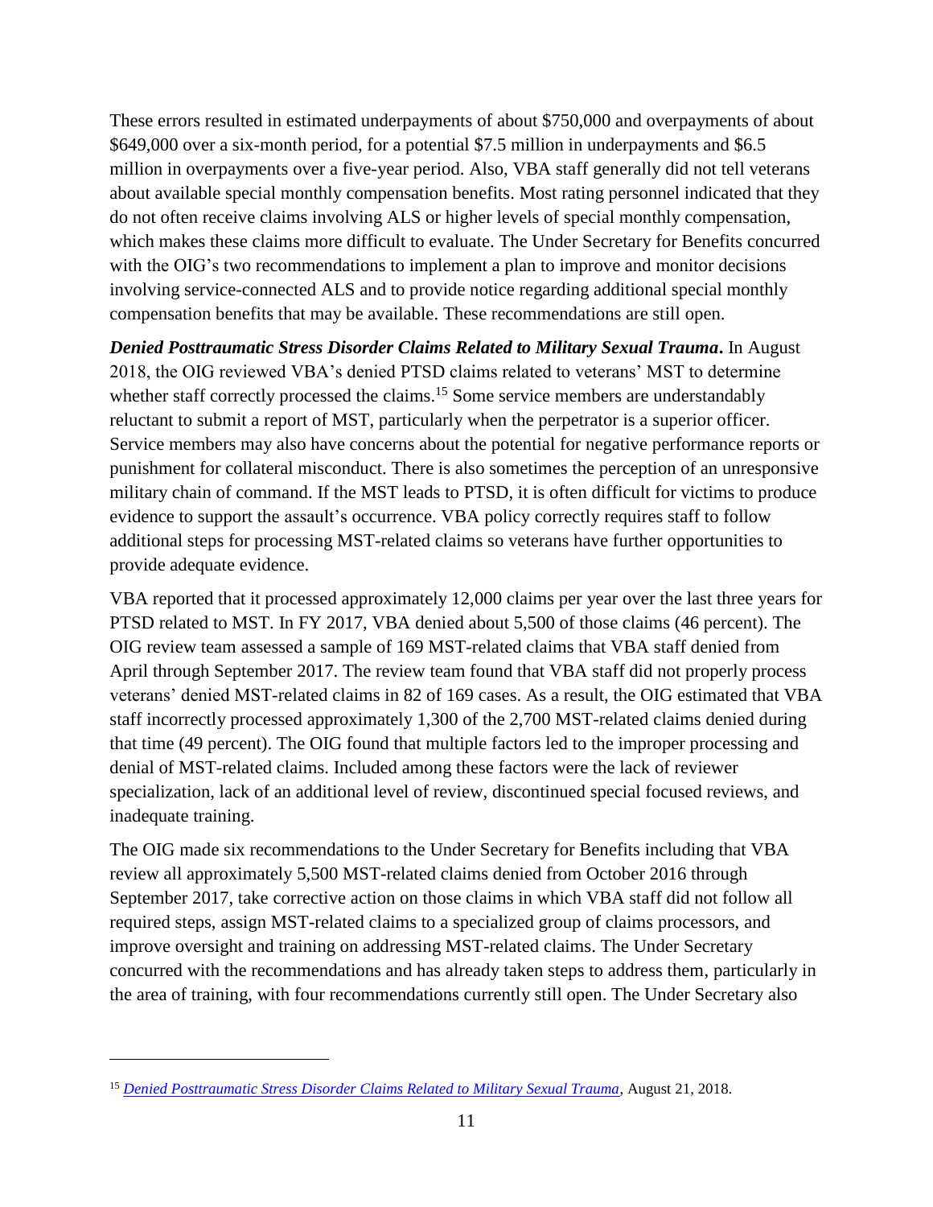These errors resulted in estimated underpayments of about $750,000 and overpayments of about $649,000 over a six-month period, for a potential $7.5 million in underpayments and $6.5 million in overpayments over a five-year period. Also, VBA staff generally did not tell veterans about available special monthly compensation benefits. Most rating personnel indicated that they do not often receive claims involving ALS or higher levels of special monthly compensation, which makes these claims more difficult to evaluate. The Under Secretary for Benefits concurred with the OIG's two recommendations to implement a plan to improve and monitor decisions involving service-connected ALS and to provide notice regarding additional special monthly compensation benefits that may be available. These recommendations are still open.

***Denied Posttraumatic Stress Disorder Claims Related to Military Sexual Trauma*.** In August 2018, the OIG reviewed VBA's denied PTSD claims related to veterans' MST to determine whether staff correctly processed the claims.[15] Some service members are understandably reluctant to submit a report of MST, particularly when the perpetrator is a superior officer. Service members may also have concerns about the potential for negative performance reports or punishment for collateral misconduct. There is also sometimes the perception of an unresponsive military chain of command. If the MST leads to PTSD, it is often difficult for victims to produce evidence to support the assault's occurrence. VBA policy correctly requires staff to follow additional steps for processing MST-related claims so veterans have further opportunities to provide adequate evidence.

VBA reported that it processed approximately 12,000 claims per year over the last three years for PTSD related to MST. In FY 2017, VBA denied about 5,500 of those claims (46 percent). The OIG review team assessed a sample of 169 MST-related claims that VBA staff denied from April through September 2017. The review team found that VBA staff did not properly process veterans' denied MST-related claims in 82 of 169 cases. As a result, the OIG estimated that VBA staff incorrectly processed approximately 1,300 of the 2,700 MST-related claims denied during that time (49 percent). The OIG found that multiple factors led to the improper processing and denial of MST-related claims. Included among these factors were the lack of reviewer specialization, lack of an additional level of review, discontinued special focused reviews, and inadequate training.

The OIG made six recommendations to the Under Secretary for Benefits including that VBA review all approximately 5,500 MST-related claims denied from October 2016 through September 2017, take corrective action on those claims in which VBA staff did not follow all required steps, assign MST-related claims to a specialized group of claims processors, and improve oversight and training on addressing MST-related claims. The Under Secretary concurred with the recommendations and has already taken steps to address them, particularly in the area of training, with four recommendations currently still open. The Under Secretary also

---

[15] *Denied Posttraumatic Stress Disorder Claims Related to Military Sexual Trauma*, August 21, 2018.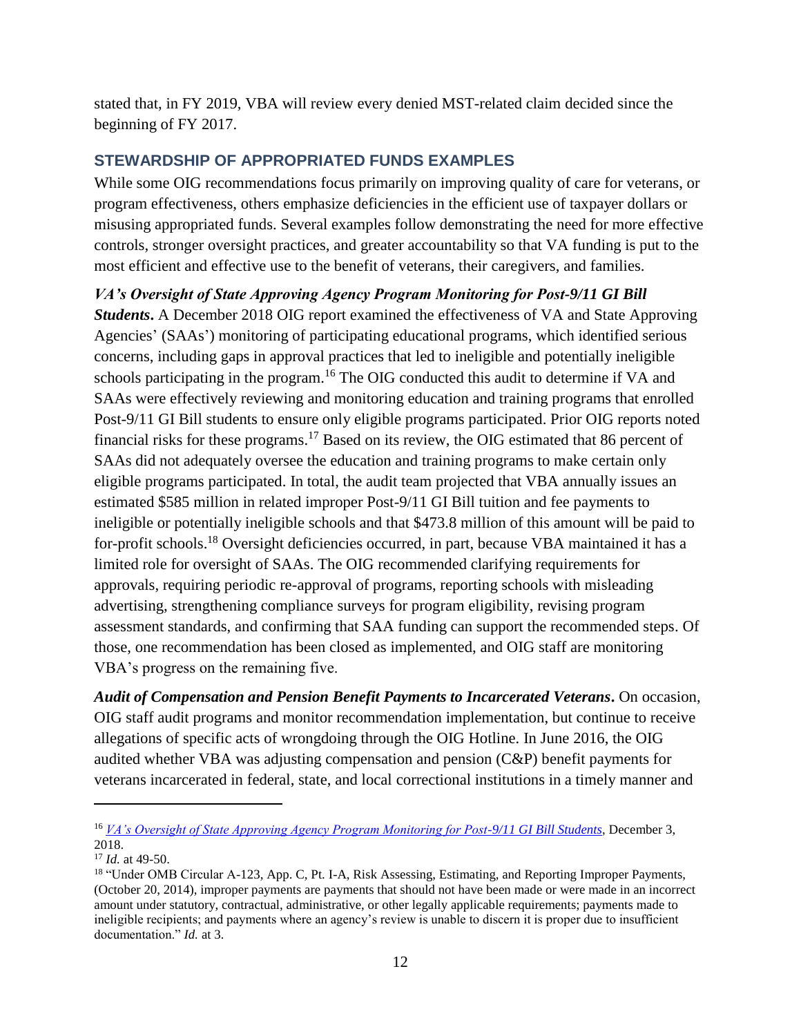stated that, in FY 2019, VBA will review every denied MST-related claim decided since the beginning of FY 2017.

## STEWARDSHIP OF APPROPRIATED FUNDS EXAMPLES

While some OIG recommendations focus primarily on improving quality of care for veterans, or program effectiveness, others emphasize deficiencies in the efficient use of taxpayer dollars or misusing appropriated funds. Several examples follow demonstrating the need for more effective controls, stronger oversight practices, and greater accountability so that VA funding is put to the most efficient and effective use to the benefit of veterans, their caregivers, and families.

***VA's Oversight of State Approving Agency Program Monitoring for Post-9/11 GI Bill Students*.** A December 2018 OIG report examined the effectiveness of VA and State Approving Agencies' (SAAs') monitoring of participating educational programs, which identified serious concerns, including gaps in approval practices that led to ineligible and potentially ineligible schools participating in the program.[16] The OIG conducted this audit to determine if VA and SAAs were effectively reviewing and monitoring education and training programs that enrolled Post-9/11 GI Bill students to ensure only eligible programs participated. Prior OIG reports noted financial risks for these programs.[17] Based on its review, the OIG estimated that 86 percent of SAAs did not adequately oversee the education and training programs to make certain only eligible programs participated. In total, the audit team projected that VBA annually issues an estimated $585 million in related improper Post-9/11 GI Bill tuition and fee payments to ineligible or potentially ineligible schools and that $473.8 million of this amount will be paid to for-profit schools.[18] Oversight deficiencies occurred, in part, because VBA maintained it has a limited role for oversight of SAAs. The OIG recommended clarifying requirements for approvals, requiring periodic re-approval of programs, reporting schools with misleading advertising, strengthening compliance surveys for program eligibility, revising program assessment standards, and confirming that SAA funding can support the recommended steps. Of those, one recommendation has been closed as implemented, and OIG staff are monitoring VBA's progress on the remaining five.

***Audit of Compensation and Pension Benefit Payments to Incarcerated Veterans*.** On occasion, OIG staff audit programs and monitor recommendation implementation, but continue to receive allegations of specific acts of wrongdoing through the OIG Hotline. In June 2016, the OIG audited whether VBA was adjusting compensation and pension (C&P) benefit payments for veterans incarcerated in federal, state, and local correctional institutions in a timely manner and

---

[16] *VA's Oversight of State Approving Agency Program Monitoring for Post-9/11 GI Bill Students*, December 3, 2018.

[17] *Id.* at 49-50.

[18] "Under OMB Circular A-123, App. C, Pt. I-A, Risk Assessing, Estimating, and Reporting Improper Payments, (October 20, 2014), improper payments are payments that should not have been made or were made in an incorrect amount under statutory, contractual, administrative, or other legally applicable requirements; payments made to ineligible recipients; and payments where an agency's review is unable to discern it is proper due to insufficient documentation." *Id.* at 3.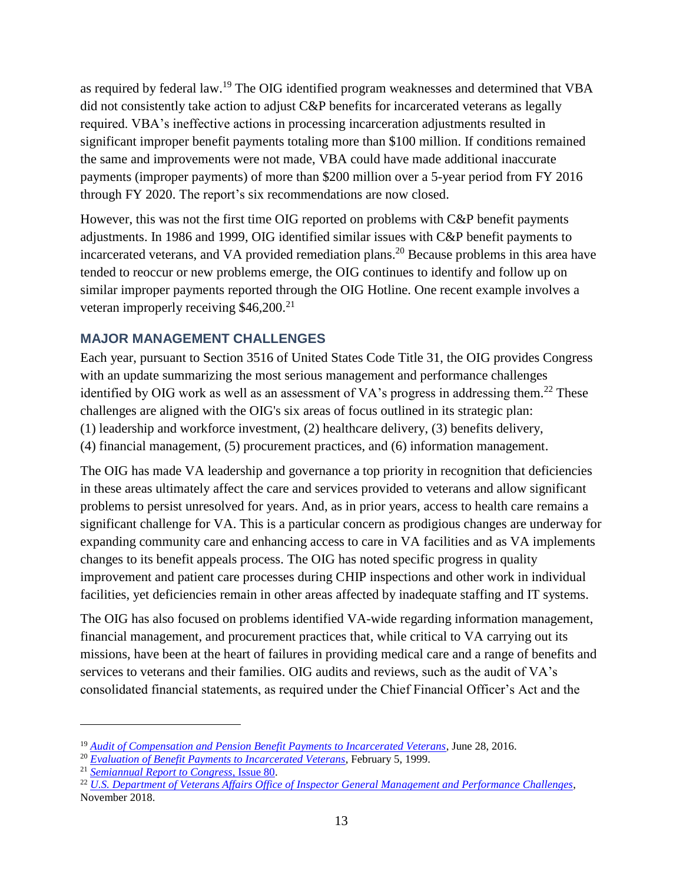as required by federal law.[19] The OIG identified program weaknesses and determined that VBA did not consistently take action to adjust C&P benefits for incarcerated veterans as legally required. VBA's ineffective actions in processing incarceration adjustments resulted in significant improper benefit payments totaling more than $100 million. If conditions remained the same and improvements were not made, VBA could have made additional inaccurate payments (improper payments) of more than $200 million over a 5-year period from FY 2016 through FY 2020. The report's six recommendations are now closed.

However, this was not the first time OIG reported on problems with C&P benefit payments adjustments. In 1986 and 1999, OIG identified similar issues with C&P benefit payments to incarcerated veterans, and VA provided remediation plans.[20] Because problems in this area have tended to reoccur or new problems emerge, the OIG continues to identify and follow up on similar improper payments reported through the OIG Hotline. One recent example involves a veteran improperly receiving $46,200.[21]

## MAJOR MANAGEMENT CHALLENGES

Each year, pursuant to Section 3516 of United States Code Title 31, the OIG provides Congress with an update summarizing the most serious management and performance challenges identified by OIG work as well as an assessment of VA's progress in addressing them.[22] These challenges are aligned with the OIG's six areas of focus outlined in its strategic plan: (1) leadership and workforce investment, (2) healthcare delivery, (3) benefits delivery, (4) financial management, (5) procurement practices, and (6) information management.

The OIG has made VA leadership and governance a top priority in recognition that deficiencies in these areas ultimately affect the care and services provided to veterans and allow significant problems to persist unresolved for years. And, as in prior years, access to health care remains a significant challenge for VA. This is a particular concern as prodigious changes are underway for expanding community care and enhancing access to care in VA facilities and as VA implements changes to its benefit appeals process. The OIG has noted specific progress in quality improvement and patient care processes during CHIP inspections and other work in individual facilities, yet deficiencies remain in other areas affected by inadequate staffing and IT systems.

The OIG has also focused on problems identified VA-wide regarding information management, financial management, and procurement practices that, while critical to VA carrying out its missions, have been at the heart of failures in providing medical care and a range of benefits and services to veterans and their families. OIG audits and reviews, such as the audit of VA's consolidated financial statements, as required under the Chief Financial Officer's Act and the

---

[19] *Audit of Compensation and Pension Benefit Payments to Incarcerated Veterans*, June 28, 2016.

[20] *Evaluation of Benefit Payments to Incarcerated Veterans*, February 5, 1999.

[21] *Semiannual Report to Congress*, Issue 80.

[22] *U.S. Department of Veterans Affairs Office of Inspector General Management and Performance Challenges*, November 2018.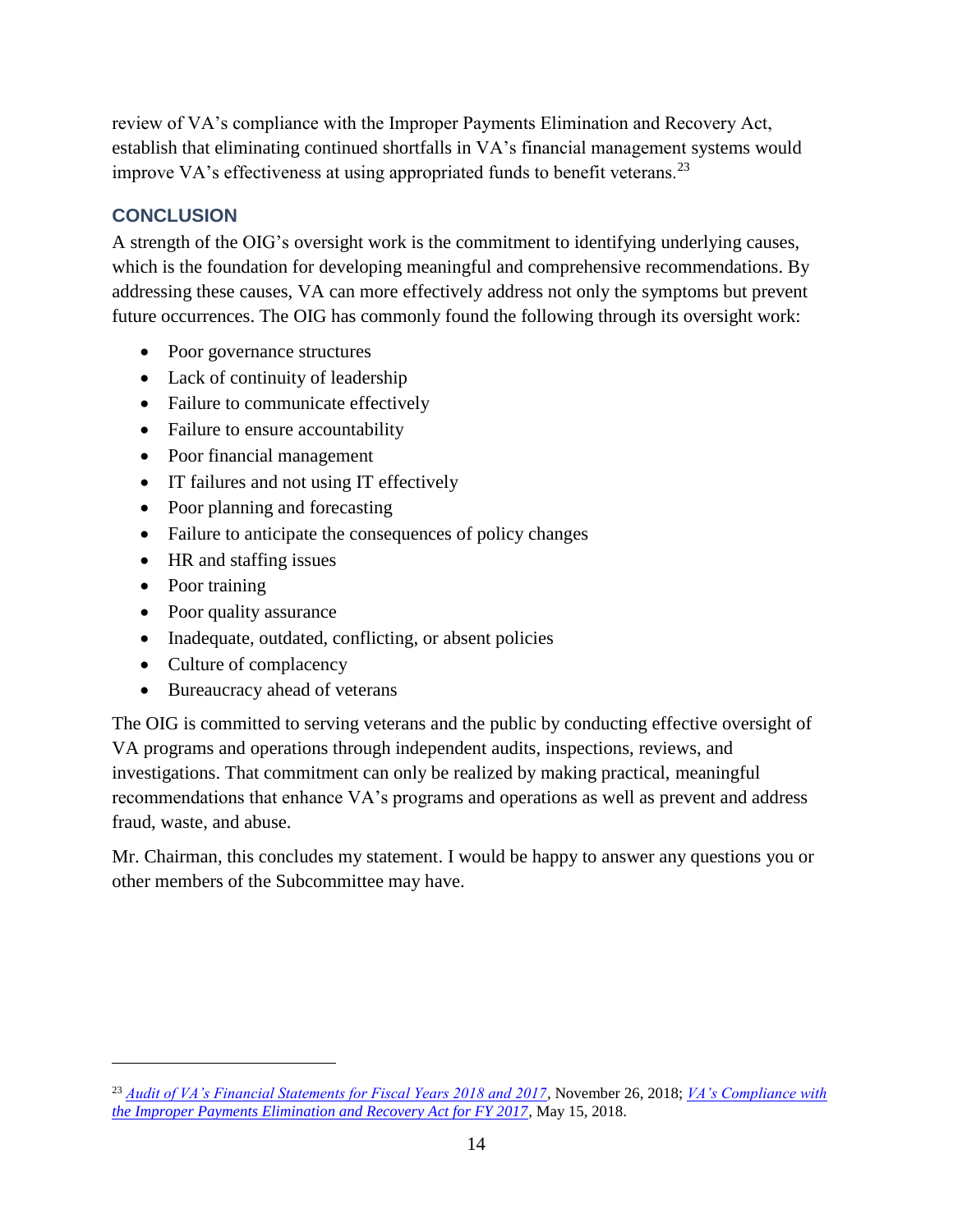review of VA's compliance with the Improper Payments Elimination and Recovery Act, establish that eliminating continued shortfalls in VA's financial management systems would improve VA's effectiveness at using appropriated funds to benefit veterans.[23]

## CONCLUSION

A strength of the OIG's oversight work is the commitment to identifying underlying causes, which is the foundation for developing meaningful and comprehensive recommendations. By addressing these causes, VA can more effectively address not only the symptoms but prevent future occurrences. The OIG has commonly found the following through its oversight work:

- Poor governance structures
- Lack of continuity of leadership
- Failure to communicate effectively
- Failure to ensure accountability
- Poor financial management
- IT failures and not using IT effectively
- Poor planning and forecasting
- Failure to anticipate the consequences of policy changes
- HR and staffing issues
- Poor training
- Poor quality assurance
- Inadequate, outdated, conflicting, or absent policies
- Culture of complacency
- Bureaucracy ahead of veterans

The OIG is committed to serving veterans and the public by conducting effective oversight of VA programs and operations through independent audits, inspections, reviews, and investigations. That commitment can only be realized by making practical, meaningful recommendations that enhance VA's programs and operations as well as prevent and address fraud, waste, and abuse.

Mr. Chairman, this concludes my statement. I would be happy to answer any questions you or other members of the Subcommittee may have.

---

[23] *Audit of VA's Financial Statements for Fiscal Years 2018 and 2017*, November 26, 2018; *VA's Compliance with the Improper Payments Elimination and Recovery Act for FY 2017*, May 15, 2018.